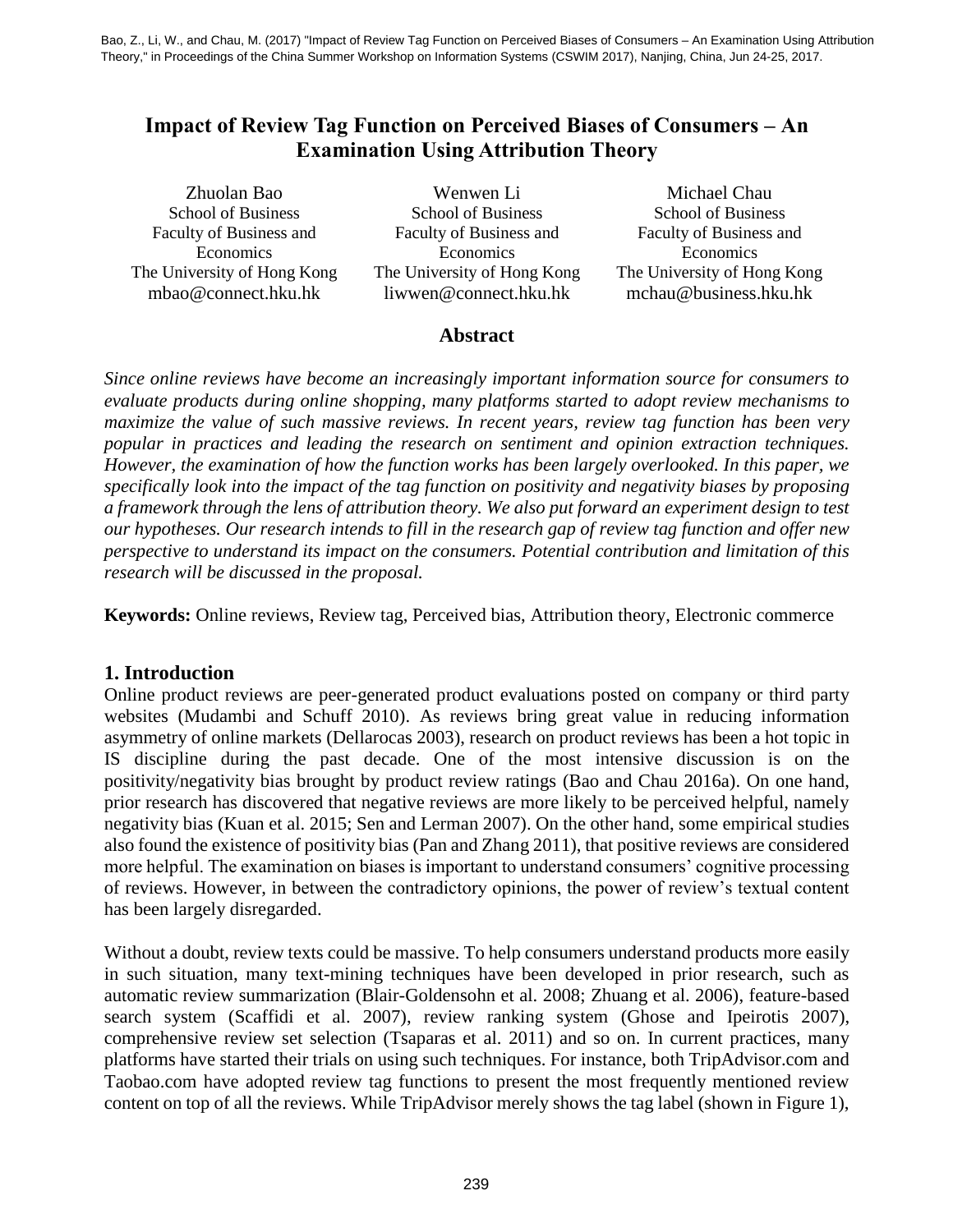Bao, Z., Li, W., and Chau, M. (2017) "Impact of Review Tag Function on Perceived Biases of Consumers – An Examination Using Attribution Theory," in Proceedings of the China Summer Workshop on Information Systems (CSWIM 2017), Nanjing, China, Jun 24-25, 2017.

# Impact of Review Tag Function on Perceived Biases of Consumers – An Examination Using Attribution Theory

Zhuolan Bao
School of Business
Faculty of Business and Economics
The University of Hong Kong
mbao@connect.hku.hk

Wenwen Li
School of Business
Faculty of Business and Economics
The University of Hong Kong
liwwen@connect.hku.hk

Michael Chau
School of Business
Faculty of Business and Economics
The University of Hong Kong
mchau@business.hku.hk

## Abstract

*Since online reviews have become an increasingly important information source for consumers to evaluate products during online shopping, many platforms started to adopt review mechanisms to maximize the value of such massive reviews. In recent years, review tag function has been very popular in practices and leading the research on sentiment and opinion extraction techniques. However, the examination of how the function works has been largely overlooked. In this paper, we specifically look into the impact of the tag function on positivity and negativity biases by proposing a framework through the lens of attribution theory. We also put forward an experiment design to test our hypotheses. Our research intends to fill in the research gap of review tag function and offer new perspective to understand its impact on the consumers. Potential contribution and limitation of this research will be discussed in the proposal.*

**Keywords:** Online reviews, Review tag, Perceived bias, Attribution theory, Electronic commerce

## 1. Introduction

Online product reviews are peer-generated product evaluations posted on company or third party websites (Mudambi and Schuff 2010). As reviews bring great value in reducing information asymmetry of online markets (Dellarocas 2003), research on product reviews has been a hot topic in IS discipline during the past decade. One of the most intensive discussion is on the positivity/negativity bias brought by product review ratings (Bao and Chau 2016a). On one hand, prior research has discovered that negative reviews are more likely to be perceived helpful, namely negativity bias (Kuan et al. 2015; Sen and Lerman 2007). On the other hand, some empirical studies also found the existence of positivity bias (Pan and Zhang 2011), that positive reviews are considered more helpful. The examination on biases is important to understand consumers' cognitive processing of reviews. However, in between the contradictory opinions, the power of review's textual content has been largely disregarded.

Without a doubt, review texts could be massive. To help consumers understand products more easily in such situation, many text-mining techniques have been developed in prior research, such as automatic review summarization (Blair-Goldensohn et al. 2008; Zhuang et al. 2006), feature-based search system (Scaffidi et al. 2007), review ranking system (Ghose and Ipeirotis 2007), comprehensive review set selection (Tsaparas et al. 2011) and so on. In current practices, many platforms have started their trials on using such techniques. For instance, both TripAdvisor.com and Taobao.com have adopted review tag functions to present the most frequently mentioned review content on top of all the reviews. While TripAdvisor merely shows the tag label (shown in Figure 1),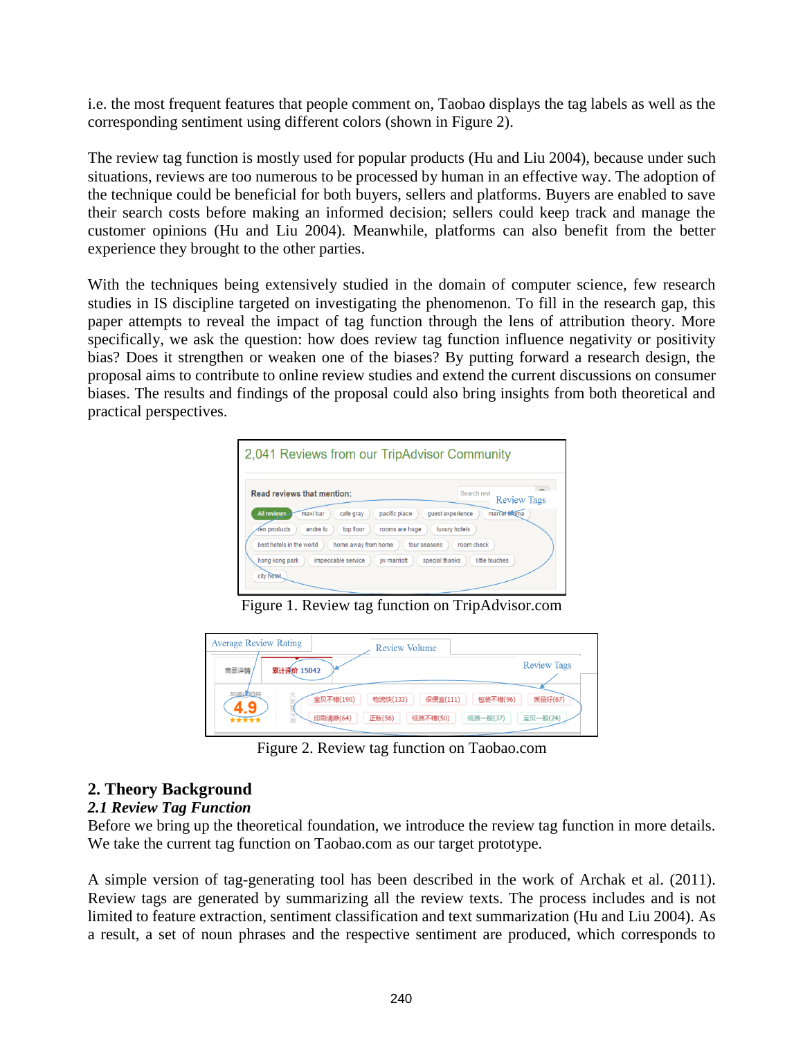i.e. the most frequent features that people comment on, Taobao displays the tag labels as well as the corresponding sentiment using different colors (shown in Figure 2).

The review tag function is mostly used for popular products (Hu and Liu 2004), because under such situations, reviews are too numerous to be processed by human in an effective way. The adoption of the technique could be beneficial for both buyers, sellers and platforms. Buyers are enabled to save their search costs before making an informed decision; sellers could keep track and manage the customer opinions (Hu and Liu 2004). Meanwhile, platforms can also benefit from the better experience they brought to the other parties.

With the techniques being extensively studied in the domain of computer science, few research studies in IS discipline targeted on investigating the phenomenon. To fill in the research gap, this paper attempts to reveal the impact of tag function through the lens of attribution theory. More specifically, we ask the question: how does review tag function influence negativity or positivity bias? Does it strengthen or weaken one of the biases? By putting forward a research design, the proposal aims to contribute to online review studies and extend the current discussions on consumer biases. The results and findings of the proposal could also bring insights from both theoretical and practical perspectives.

Figure 1. Review tag function on TripAdvisor.com

Figure 2. Review tag function on Taobao.com

## 2. Theory Background

### *2.1 Review Tag Function*

Before we bring up the theoretical foundation, we introduce the review tag function in more details. We take the current tag function on Taobao.com as our target prototype.

A simple version of tag-generating tool has been described in the work of Archak et al. (2011). Review tags are generated by summarizing all the review texts. The process includes and is not limited to feature extraction, sentiment classification and text summarization (Hu and Liu 2004). As a result, a set of noun phrases and the respective sentiment are produced, which corresponds to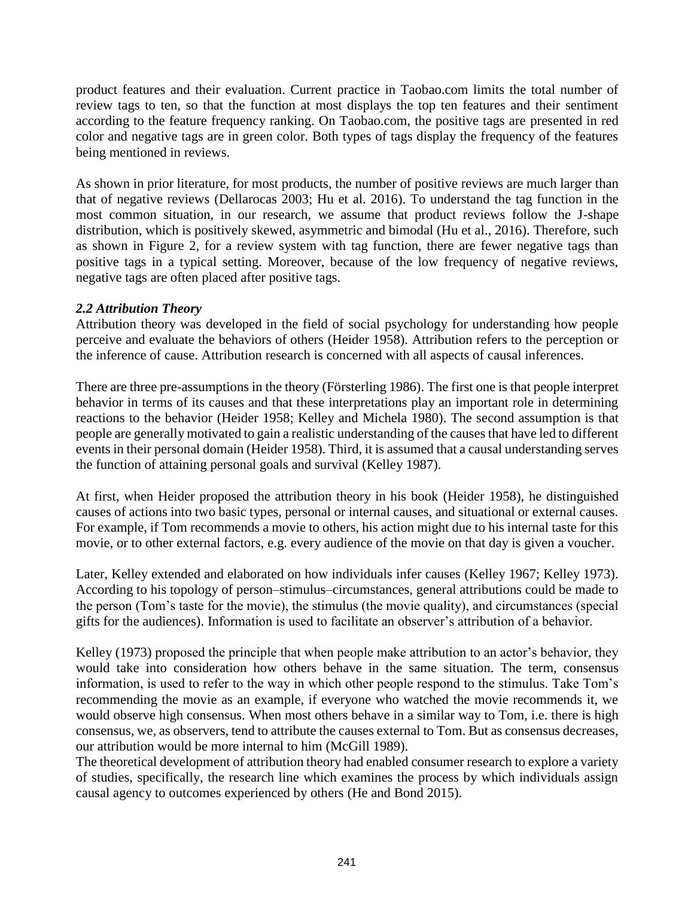product features and their evaluation. Current practice in Taobao.com limits the total number of review tags to ten, so that the function at most displays the top ten features and their sentiment according to the feature frequency ranking. On Taobao.com, the positive tags are presented in red color and negative tags are in green color. Both types of tags display the frequency of the features being mentioned in reviews.

As shown in prior literature, for most products, the number of positive reviews are much larger than that of negative reviews (Dellarocas 2003; Hu et al. 2016). To understand the tag function in the most common situation, in our research, we assume that product reviews follow the J-shape distribution, which is positively skewed, asymmetric and bimodal (Hu et al., 2016). Therefore, such as shown in Figure 2, for a review system with tag function, there are fewer negative tags than positive tags in a typical setting. Moreover, because of the low frequency of negative reviews, negative tags are often placed after positive tags.

### *2.2 Attribution Theory*

Attribution theory was developed in the field of social psychology for understanding how people perceive and evaluate the behaviors of others (Heider 1958). Attribution refers to the perception or the inference of cause. Attribution research is concerned with all aspects of causal inferences.

There are three pre-assumptions in the theory (Försterling 1986). The first one is that people interpret behavior in terms of its causes and that these interpretations play an important role in determining reactions to the behavior (Heider 1958; Kelley and Michela 1980). The second assumption is that people are generally motivated to gain a realistic understanding of the causes that have led to different events in their personal domain (Heider 1958). Third, it is assumed that a causal understanding serves the function of attaining personal goals and survival (Kelley 1987).

At first, when Heider proposed the attribution theory in his book (Heider 1958), he distinguished causes of actions into two basic types, personal or internal causes, and situational or external causes. For example, if Tom recommends a movie to others, his action might due to his internal taste for this movie, or to other external factors, e.g. every audience of the movie on that day is given a voucher.

Later, Kelley extended and elaborated on how individuals infer causes (Kelley 1967; Kelley 1973). According to his topology of person–stimulus–circumstances, general attributions could be made to the person (Tom's taste for the movie), the stimulus (the movie quality), and circumstances (special gifts for the audiences). Information is used to facilitate an observer's attribution of a behavior.

Kelley (1973) proposed the principle that when people make attribution to an actor's behavior, they would take into consideration how others behave in the same situation. The term, consensus information, is used to refer to the way in which other people respond to the stimulus. Take Tom's recommending the movie as an example, if everyone who watched the movie recommends it, we would observe high consensus. When most others behave in a similar way to Tom, i.e. there is high consensus, we, as observers, tend to attribute the causes external to Tom. But as consensus decreases, our attribution would be more internal to him (McGill 1989).
The theoretical development of attribution theory had enabled consumer research to explore a variety of studies, specifically, the research line which examines the process by which individuals assign causal agency to outcomes experienced by others (He and Bond 2015).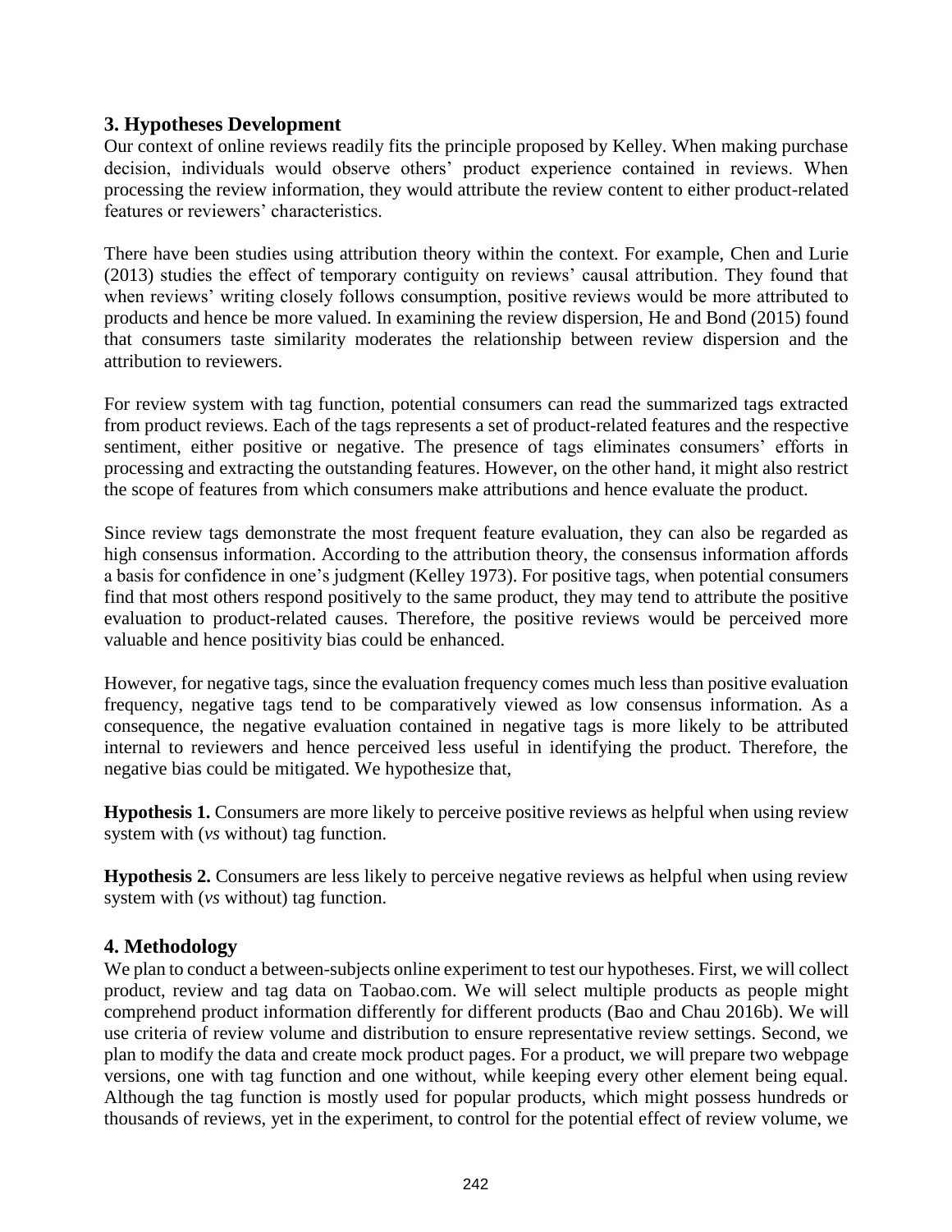## 3. Hypotheses Development

Our context of online reviews readily fits the principle proposed by Kelley. When making purchase decision, individuals would observe others' product experience contained in reviews. When processing the review information, they would attribute the review content to either product-related features or reviewers' characteristics.

There have been studies using attribution theory within the context. For example, Chen and Lurie (2013) studies the effect of temporary contiguity on reviews' causal attribution. They found that when reviews' writing closely follows consumption, positive reviews would be more attributed to products and hence be more valued. In examining the review dispersion, He and Bond (2015) found that consumers taste similarity moderates the relationship between review dispersion and the attribution to reviewers.

For review system with tag function, potential consumers can read the summarized tags extracted from product reviews. Each of the tags represents a set of product-related features and the respective sentiment, either positive or negative. The presence of tags eliminates consumers' efforts in processing and extracting the outstanding features. However, on the other hand, it might also restrict the scope of features from which consumers make attributions and hence evaluate the product.

Since review tags demonstrate the most frequent feature evaluation, they can also be regarded as high consensus information. According to the attribution theory, the consensus information affords a basis for confidence in one's judgment (Kelley 1973). For positive tags, when potential consumers find that most others respond positively to the same product, they may tend to attribute the positive evaluation to product-related causes. Therefore, the positive reviews would be perceived more valuable and hence positivity bias could be enhanced.

However, for negative tags, since the evaluation frequency comes much less than positive evaluation frequency, negative tags tend to be comparatively viewed as low consensus information. As a consequence, the negative evaluation contained in negative tags is more likely to be attributed internal to reviewers and hence perceived less useful in identifying the product. Therefore, the negative bias could be mitigated. We hypothesize that,

**Hypothesis 1.** Consumers are more likely to perceive positive reviews as helpful when using review system with (*vs* without) tag function.

**Hypothesis 2.** Consumers are less likely to perceive negative reviews as helpful when using review system with (*vs* without) tag function.

## 4. Methodology

We plan to conduct a between-subjects online experiment to test our hypotheses. First, we will collect product, review and tag data on Taobao.com. We will select multiple products as people might comprehend product information differently for different products (Bao and Chau 2016b). We will use criteria of review volume and distribution to ensure representative review settings. Second, we plan to modify the data and create mock product pages. For a product, we will prepare two webpage versions, one with tag function and one without, while keeping every other element being equal. Although the tag function is mostly used for popular products, which might possess hundreds or thousands of reviews, yet in the experiment, to control for the potential effect of review volume, we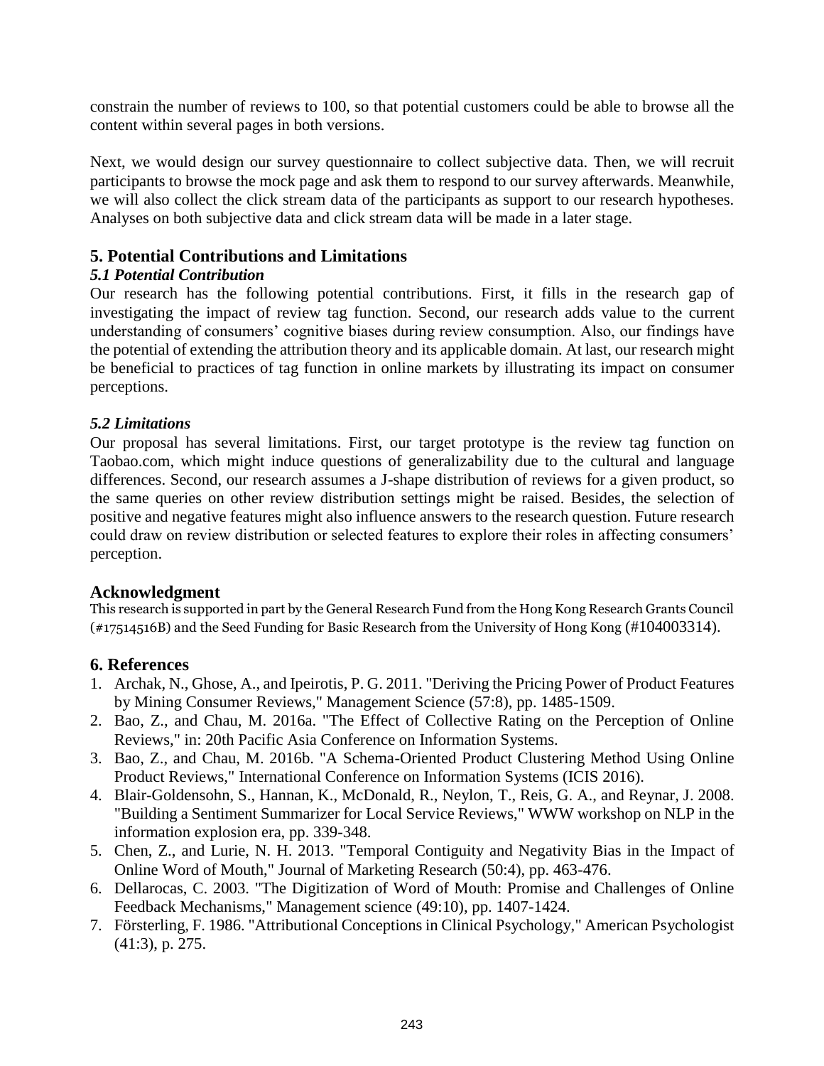constrain the number of reviews to 100, so that potential customers could be able to browse all the content within several pages in both versions.

Next, we would design our survey questionnaire to collect subjective data. Then, we will recruit participants to browse the mock page and ask them to respond to our survey afterwards. Meanwhile, we will also collect the click stream data of the participants as support to our research hypotheses. Analyses on both subjective data and click stream data will be made in a later stage.

## 5. Potential Contributions and Limitations

### *5.1 Potential Contribution*

Our research has the following potential contributions. First, it fills in the research gap of investigating the impact of review tag function. Second, our research adds value to the current understanding of consumers' cognitive biases during review consumption. Also, our findings have the potential of extending the attribution theory and its applicable domain. At last, our research might be beneficial to practices of tag function in online markets by illustrating its impact on consumer perceptions.

### *5.2 Limitations*

Our proposal has several limitations. First, our target prototype is the review tag function on Taobao.com, which might induce questions of generalizability due to the cultural and language differences. Second, our research assumes a J-shape distribution of reviews for a given product, so the same queries on other review distribution settings might be raised. Besides, the selection of positive and negative features might also influence answers to the research question. Future research could draw on review distribution or selected features to explore their roles in affecting consumers' perception.

## Acknowledgment

This research is supported in part by the General Research Fund from the Hong Kong Research Grants Council (#17514516B) and the Seed Funding for Basic Research from the University of Hong Kong (#104003314).

## 6. References

1. Archak, N., Ghose, A., and Ipeirotis, P. G. 2011. "Deriving the Pricing Power of Product Features by Mining Consumer Reviews," Management Science (57:8), pp. 1485-1509.
2. Bao, Z., and Chau, M. 2016a. "The Effect of Collective Rating on the Perception of Online Reviews," in: 20th Pacific Asia Conference on Information Systems.
3. Bao, Z., and Chau, M. 2016b. "A Schema-Oriented Product Clustering Method Using Online Product Reviews," International Conference on Information Systems (ICIS 2016).
4. Blair-Goldensohn, S., Hannan, K., McDonald, R., Neylon, T., Reis, G. A., and Reynar, J. 2008. "Building a Sentiment Summarizer for Local Service Reviews," WWW workshop on NLP in the information explosion era, pp. 339-348.
5. Chen, Z., and Lurie, N. H. 2013. "Temporal Contiguity and Negativity Bias in the Impact of Online Word of Mouth," Journal of Marketing Research (50:4), pp. 463-476.
6. Dellarocas, C. 2003. "The Digitization of Word of Mouth: Promise and Challenges of Online Feedback Mechanisms," Management science (49:10), pp. 1407-1424.
7. Försterling, F. 1986. "Attributional Conceptions in Clinical Psychology," American Psychologist (41:3), p. 275.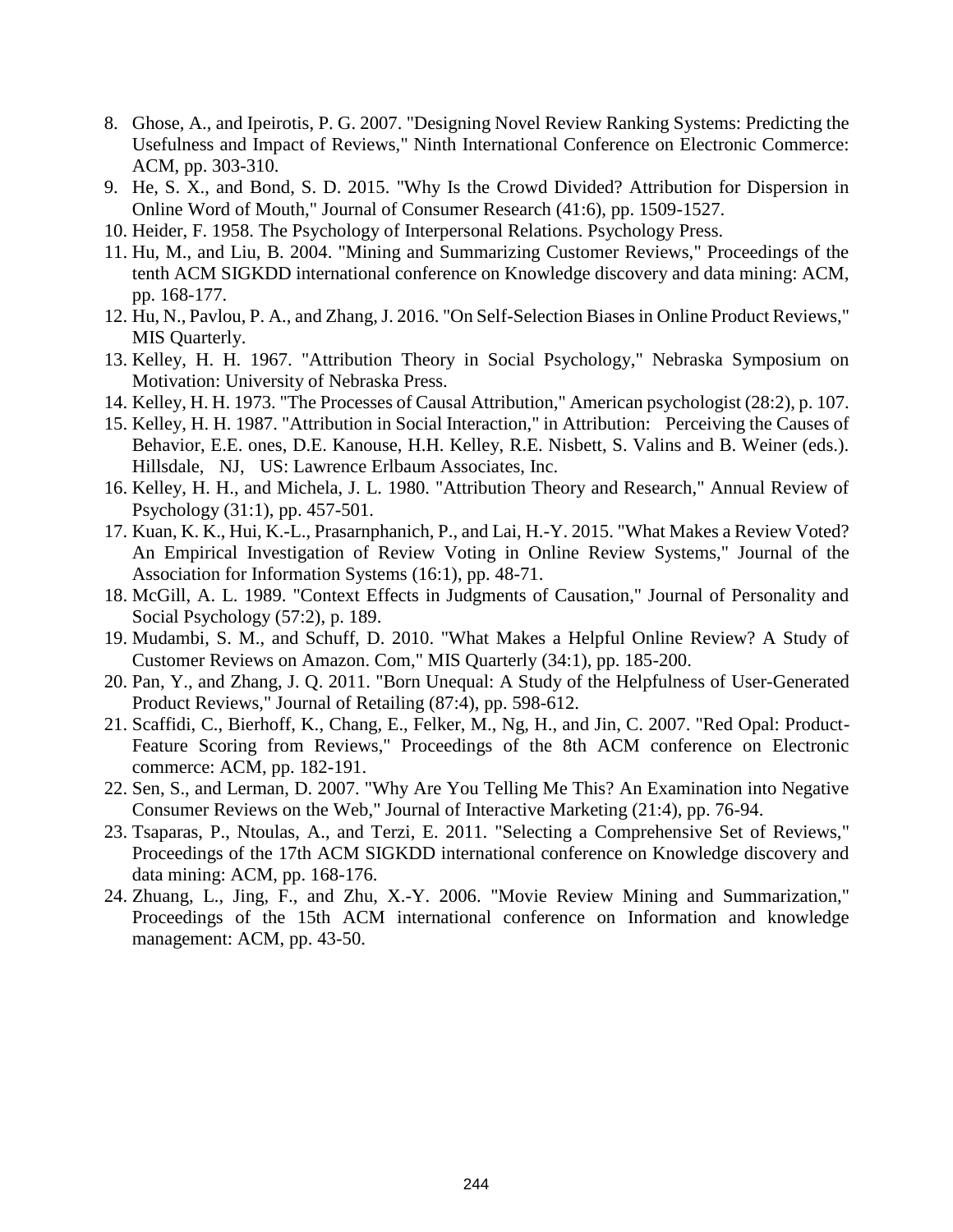8. Ghose, A., and Ipeirotis, P. G. 2007. "Designing Novel Review Ranking Systems: Predicting the Usefulness and Impact of Reviews," Ninth International Conference on Electronic Commerce: ACM, pp. 303-310.
9. He, S. X., and Bond, S. D. 2015. "Why Is the Crowd Divided? Attribution for Dispersion in Online Word of Mouth," Journal of Consumer Research (41:6), pp. 1509-1527.
10. Heider, F. 1958. The Psychology of Interpersonal Relations. Psychology Press.
11. Hu, M., and Liu, B. 2004. "Mining and Summarizing Customer Reviews," Proceedings of the tenth ACM SIGKDD international conference on Knowledge discovery and data mining: ACM, pp. 168-177.
12. Hu, N., Pavlou, P. A., and Zhang, J. 2016. "On Self-Selection Biases in Online Product Reviews," MIS Quarterly.
13. Kelley, H. H. 1967. "Attribution Theory in Social Psychology," Nebraska Symposium on Motivation: University of Nebraska Press.
14. Kelley, H. H. 1973. "The Processes of Causal Attribution," American psychologist (28:2), p. 107.
15. Kelley, H. H. 1987. "Attribution in Social Interaction," in Attribution: Perceiving the Causes of Behavior, E.E. ones, D.E. Kanouse, H.H. Kelley, R.E. Nisbett, S. Valins and B. Weiner (eds.). Hillsdale, NJ, US: Lawrence Erlbaum Associates, Inc.
16. Kelley, H. H., and Michela, J. L. 1980. "Attribution Theory and Research," Annual Review of Psychology (31:1), pp. 457-501.
17. Kuan, K. K., Hui, K.-L., Prasarnphanich, P., and Lai, H.-Y. 2015. "What Makes a Review Voted? An Empirical Investigation of Review Voting in Online Review Systems," Journal of the Association for Information Systems (16:1), pp. 48-71.
18. McGill, A. L. 1989. "Context Effects in Judgments of Causation," Journal of Personality and Social Psychology (57:2), p. 189.
19. Mudambi, S. M., and Schuff, D. 2010. "What Makes a Helpful Online Review? A Study of Customer Reviews on Amazon. Com," MIS Quarterly (34:1), pp. 185-200.
20. Pan, Y., and Zhang, J. Q. 2011. "Born Unequal: A Study of the Helpfulness of User-Generated Product Reviews," Journal of Retailing (87:4), pp. 598-612.
21. Scaffidi, C., Bierhoff, K., Chang, E., Felker, M., Ng, H., and Jin, C. 2007. "Red Opal: Product-Feature Scoring from Reviews," Proceedings of the 8th ACM conference on Electronic commerce: ACM, pp. 182-191.
22. Sen, S., and Lerman, D. 2007. "Why Are You Telling Me This? An Examination into Negative Consumer Reviews on the Web," Journal of Interactive Marketing (21:4), pp. 76-94.
23. Tsaparas, P., Ntoulas, A., and Terzi, E. 2011. "Selecting a Comprehensive Set of Reviews," Proceedings of the 17th ACM SIGKDD international conference on Knowledge discovery and data mining: ACM, pp. 168-176.
24. Zhuang, L., Jing, F., and Zhu, X.-Y. 2006. "Movie Review Mining and Summarization," Proceedings of the 15th ACM international conference on Information and knowledge management: ACM, pp. 43-50.